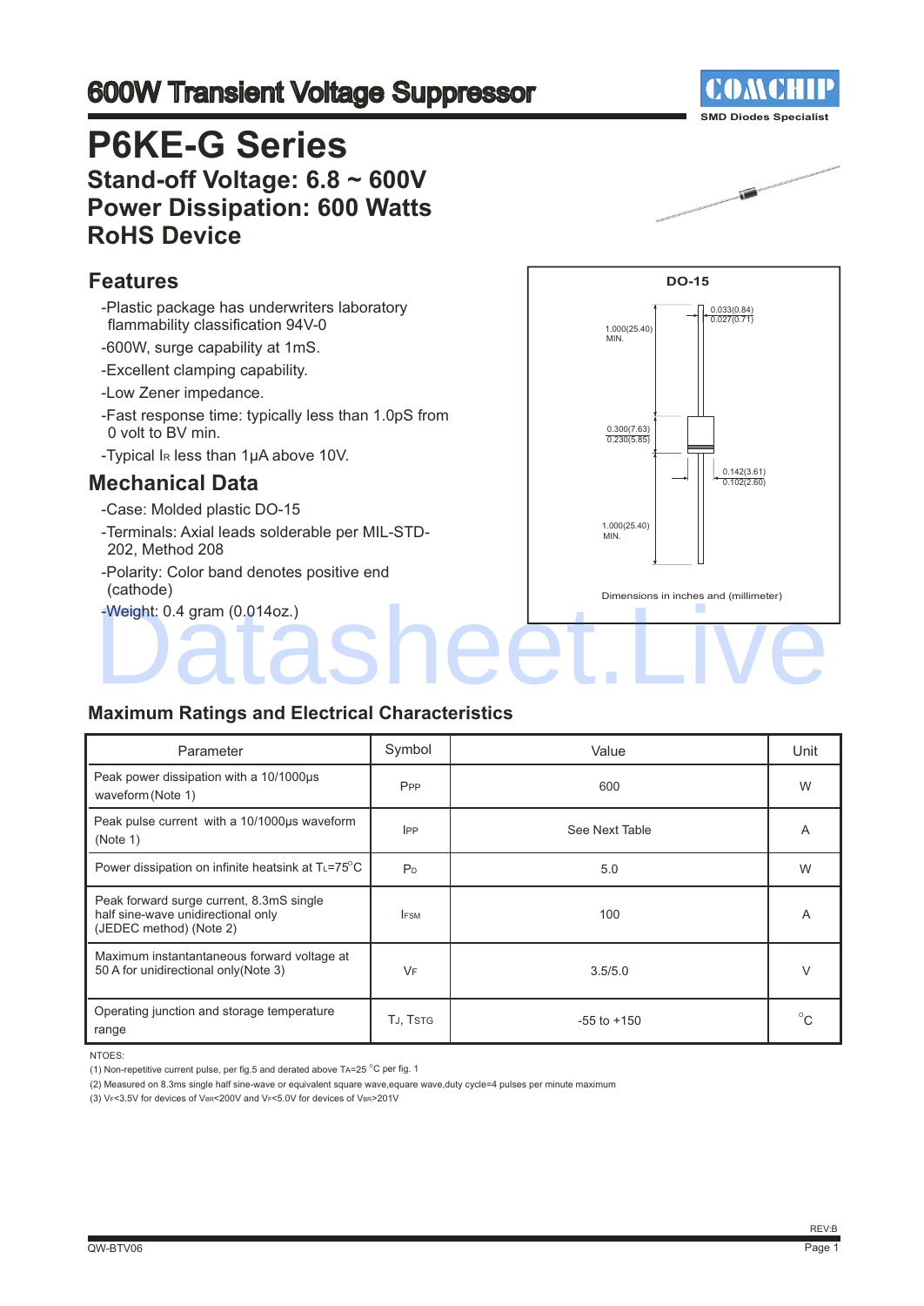# 600W Transient Voltage Suppressor

COMCHIP
SMD Diodes Specialist

# P6KE-G Series

## Stand-off Voltage: 6.8 ~ 600V
## Power Dissipation: 600 Watts
## RoHS Device

## Features

- -Plastic package has underwriters laboratory flammability classification 94V-0
- -600W, surge capability at 1mS.
- -Excellent clamping capability.
- -Low Zener impedance.
- -Fast response time: typically less than 1.0pS from 0 volt to BV min.
- -Typical $I_R$ less than 1μA above 10V.

## Mechanical Data

- -Case: Molded plastic DO-15
- -Terminals: Axial leads solderable per MIL-STD-202, Method 208
- -Polarity: Color band denotes positive end (cathode)
- -Weight: 0.4 gram (0.014oz.)

DO-15

1.000(25.40) MIN.
0.033(0.84) / 0.027(0.71)
0.300(7.63) / 0.230(5.85)
0.142(3.61) / 0.102(2.60)
1.000(25.40) MIN.

Dimensions in inches and (millimeter)

## Maximum Ratings and Electrical Characteristics

| Parameter | Symbol | Value | Unit |
|---|---|---|---|
| Peak power dissipation with a 10/1000μs waveform (Note 1) | $P_{PP}$ | 600 | W |
| Peak pulse current with a 10/1000μs waveform (Note 1) | $I_{PP}$ | See Next Table | A |
| Power dissipation on infinite heatsink at $T_L$=75°C | $P_D$ | 5.0 | W |
| Peak forward surge current, 8.3mS single half sine-wave unidirectional only (JEDEC method) (Note 2) | $I_{FSM}$ | 100 | A |
| Maximum instantantaneous forward voltage at 50 A for unidirectional only(Note 3) | $V_F$ | 3.5/5.0 | V |
| Operating junction and storage temperature range | $T_J$, $T_{STG}$ | -55 to +150 | °C |

NTOES:

(1) Non-repetitive current pulse, per fig.5 and derated above $T_A$=25 °C per fig. 1

(2) Measured on 8.3ms single half sine-wave or equivalent square wave,equare wave,duty cycle=4 pulses per minute maximum

(3) $V_F$<3.5V for devices of $V_{BR}$<200V and $V_F$<5.0V for devices of $V_{BR}$>201V

QW-BTV06

REV:B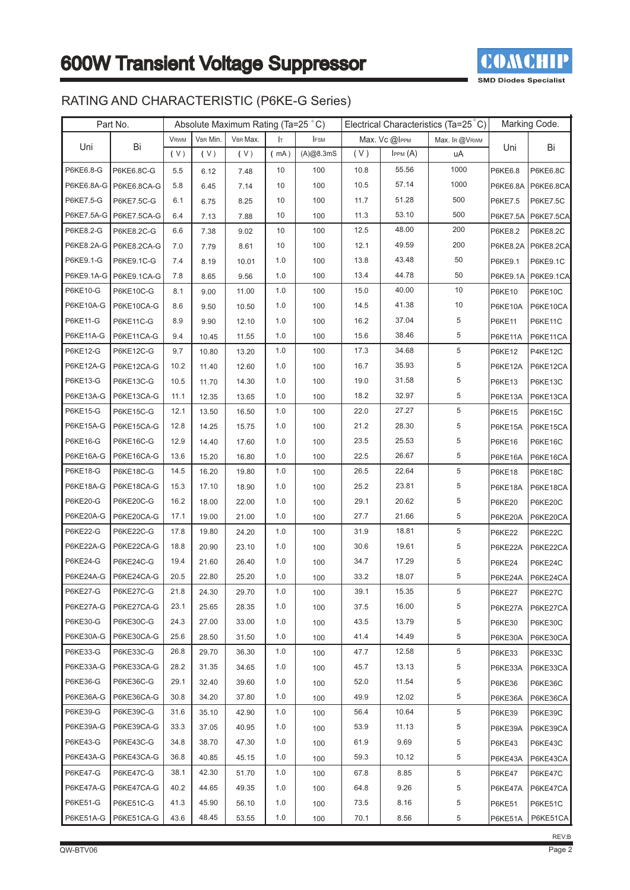# 600W Transient Voltage Suppressor

## RATING AND CHARACTERISTIC (P6KE-G Series)

| Part No. | | Absolute Maximum Rating (Ta=25 °C) | | | | | Electrical Characteristics (Ta=25 °C) | | | Marking Code. | |
|---|---|---|---|---|---|---|---|---|---|---|---|
| Uni | Bi | $V_{RWM}$ | $V_{BR}$ Min. | $V_{BR}$ Max. | $I_T$ | $I_{FSM}$ | Max. Vc @$I_{PPM}$ | | Max. $I_R$ @$V_{RWM}$ | Uni | Bi |
| | | ( V ) | ( V ) | ( V ) | ( mA ) | (A)@8.3mS | ( V ) | $I_{PPM}$ (A) | uA | | |
| P6KE6.8-G | P6KE6.8C-G | 5.5 | 6.12 | 7.48 | 10 | 100 | 10.8 | 55.56 | 1000 | P6KE6.8 | P6KE6.8C |
| P6KE6.8A-G | P6KE6.8CA-G | 5.8 | 6.45 | 7.14 | 10 | 100 | 10.5 | 57.14 | 1000 | P6KE6.8A | P6KE6.8CA |
| P6KE7.5-G | P6KE7.5C-G | 6.1 | 6.75 | 8.25 | 10 | 100 | 11.7 | 51.28 | 500 | P6KE7.5 | P6KE7.5C |
| P6KE7.5A-G | P6KE7.5CA-G | 6.4 | 7.13 | 7.88 | 10 | 100 | 11.3 | 53.10 | 500 | P6KE7.5A | P6KE7.5CA |
| P6KE8.2-G | P6KE8.2C-G | 6.6 | 7.38 | 9.02 | 10 | 100 | 12.5 | 48.00 | 200 | P6KE8.2 | P6KE8.2C |
| P6KE8.2A-G | P6KE8.2CA-G | 7.0 | 7.79 | 8.61 | 10 | 100 | 12.1 | 49.59 | 200 | P6KE8.2A | P6KE8.2CA |
| P6KE9.1-G | P6KE9.1C-G | 7.4 | 8.19 | 10.01 | 1.0 | 100 | 13.8 | 43.48 | 50 | P6KE9.1 | P6KE9.1C |
| P6KE9.1A-G | P6KE9.1CA-G | 7.8 | 8.65 | 9.56 | 1.0 | 100 | 13.4 | 44.78 | 50 | P6KE9.1A | P6KE9.1CA |
| P6KE10-G | P6KE10C-G | 8.1 | 9.00 | 11.00 | 1.0 | 100 | 15.0 | 40.00 | 10 | P6KE10 | P6KE10C |
| P6KE10A-G | P6KE10CA-G | 8.6 | 9.50 | 10.50 | 1.0 | 100 | 14.5 | 41.38 | 10 | P6KE10A | P6KE10CA |
| P6KE11-G | P6KE11C-G | 8.9 | 9.90 | 12.10 | 1.0 | 100 | 16.2 | 37.04 | 5 | P6KE11 | P6KE11C |
| P6KE11A-G | P6KE11CA-G | 9.4 | 10.45 | 11.55 | 1.0 | 100 | 15.6 | 38.46 | 5 | P6KE11A | P6KE11CA |
| P6KE12-G | P6KE12C-G | 9.7 | 10.80 | 13.20 | 1.0 | 100 | 17.3 | 34.68 | 5 | P6KE12 | P4KE12C |
| P6KE12A-G | P6KE12CA-G | 10.2 | 11.40 | 12.60 | 1.0 | 100 | 16.7 | 35.93 | 5 | P6KE12A | P6KE12CA |
| P6KE13-G | P6KE13C-G | 10.5 | 11.70 | 14.30 | 1.0 | 100 | 19.0 | 31.58 | 5 | P6KE13 | P6KE13C |
| P6KE13A-G | P6KE13CA-G | 11.1 | 12.35 | 13.65 | 1.0 | 100 | 18.2 | 32.97 | 5 | P6KE13A | P6KE13CA |
| P6KE15-G | P6KE15C-G | 12.1 | 13.50 | 16.50 | 1.0 | 100 | 22.0 | 27.27 | 5 | P6KE15 | P6KE15C |
| P6KE15A-G | P6KE15CA-G | 12.8 | 14.25 | 15.75 | 1.0 | 100 | 21.2 | 28.30 | 5 | P6KE15A | P6KE15CA |
| P6KE16-G | P6KE16C-G | 12.9 | 14.40 | 17.60 | 1.0 | 100 | 23.5 | 25.53 | 5 | P6KE16 | P6KE16C |
| P6KE16A-G | P6KE16CA-G | 13.6 | 15.20 | 16.80 | 1.0 | 100 | 22.5 | 26.67 | 5 | P6KE16A | P6KE16CA |
| P6KE18-G | P6KE18C-G | 14.5 | 16.20 | 19.80 | 1.0 | 100 | 26.5 | 22.64 | 5 | P6KE18 | P6KE18C |
| P6KE18A-G | P6KE18CA-G | 15.3 | 17.10 | 18.90 | 1.0 | 100 | 25.2 | 23.81 | 5 | P6KE18A | P6KE18CA |
| P6KE20-G | P6KE20C-G | 16.2 | 18.00 | 22.00 | 1.0 | 100 | 29.1 | 20.62 | 5 | P6KE20 | P6KE20C |
| P6KE20A-G | P6KE20CA-G | 17.1 | 19.00 | 21.00 | 1.0 | 100 | 27.7 | 21.66 | 5 | P6KE20A | P6KE20CA |
| P6KE22-G | P6KE22C-G | 17.8 | 19.80 | 24.20 | 1.0 | 100 | 31.9 | 18.81 | 5 | P6KE22 | P6KE22C |
| P6KE22A-G | P6KE22CA-G | 18.8 | 20.90 | 23.10 | 1.0 | 100 | 30.6 | 19.61 | 5 | P6KE22A | P6KE22CA |
| P6KE24-G | P6KE24C-G | 19.4 | 21.60 | 26.40 | 1.0 | 100 | 34.7 | 17.29 | 5 | P6KE24 | P6KE24C |
| P6KE24A-G | P6KE24CA-G | 20.5 | 22.80 | 25.20 | 1.0 | 100 | 33.2 | 18.07 | 5 | P6KE24A | P6KE24CA |
| P6KE27-G | P6KE27C-G | 21.8 | 24.30 | 29.70 | 1.0 | 100 | 39.1 | 15.35 | 5 | P6KE27 | P6KE27C |
| P6KE27A-G | P6KE27CA-G | 23.1 | 25.65 | 28.35 | 1.0 | 100 | 37.5 | 16.00 | 5 | P6KE27A | P6KE27CA |
| P6KE30-G | P6KE30C-G | 24.3 | 27.00 | 33.00 | 1.0 | 100 | 43.5 | 13.79 | 5 | P6KE30 | P6KE30C |
| P6KE30A-G | P6KE30CA-G | 25.6 | 28.50 | 31.50 | 1.0 | 100 | 41.4 | 14.49 | 5 | P6KE30A | P6KE30CA |
| P6KE33-G | P6KE33C-G | 26.8 | 29.70 | 36.30 | 1.0 | 100 | 47.7 | 12.58 | 5 | P6KE33 | P6KE33C |
| P6KE33A-G | P6KE33CA-G | 28.2 | 31.35 | 34.65 | 1.0 | 100 | 45.7 | 13.13 | 5 | P6KE33A | P6KE33CA |
| P6KE36-G | P6KE36C-G | 29.1 | 32.40 | 39.60 | 1.0 | 100 | 52.0 | 11.54 | 5 | P6KE36 | P6KE36C |
| P6KE36A-G | P6KE36CA-G | 30.8 | 34.20 | 37.80 | 1.0 | 100 | 49.9 | 12.02 | 5 | P6KE36A | P6KE36CA |
| P6KE39-G | P6KE39C-G | 31.6 | 35.10 | 42.90 | 1.0 | 100 | 56.4 | 10.64 | 5 | P6KE39 | P6KE39C |
| P6KE39A-G | P6KE39CA-G | 33.3 | 37.05 | 40.95 | 1.0 | 100 | 53.9 | 11.13 | 5 | P6KE39A | P6KE39CA |
| P6KE43-G | P6KE43C-G | 34.8 | 38.70 | 47.30 | 1.0 | 100 | 61.9 | 9.69 | 5 | P6KE43 | P6KE43C |
| P6KE43A-G | P6KE43CA-G | 36.8 | 40.85 | 45.15 | 1.0 | 100 | 59.3 | 10.12 | 5 | P6KE43A | P6KE43CA |
| P6KE47-G | P6KE47C-G | 38.1 | 42.30 | 51.70 | 1.0 | 100 | 67.8 | 8.85 | 5 | P6KE47 | P6KE47C |
| P6KE47A-G | P6KE47CA-G | 40.2 | 44.65 | 49.35 | 1.0 | 100 | 64.8 | 9.26 | 5 | P6KE47A | P6KE47CA |
| P6KE51-G | P6KE51C-G | 41.3 | 45.90 | 56.10 | 1.0 | 100 | 73.5 | 8.16 | 5 | P6KE51 | P6KE51C |
| P6KE51A-G | P6KE51CA-G | 43.6 | 48.45 | 53.55 | 1.0 | 100 | 70.1 | 8.56 | 5 | P6KE51A | P6KE51CA |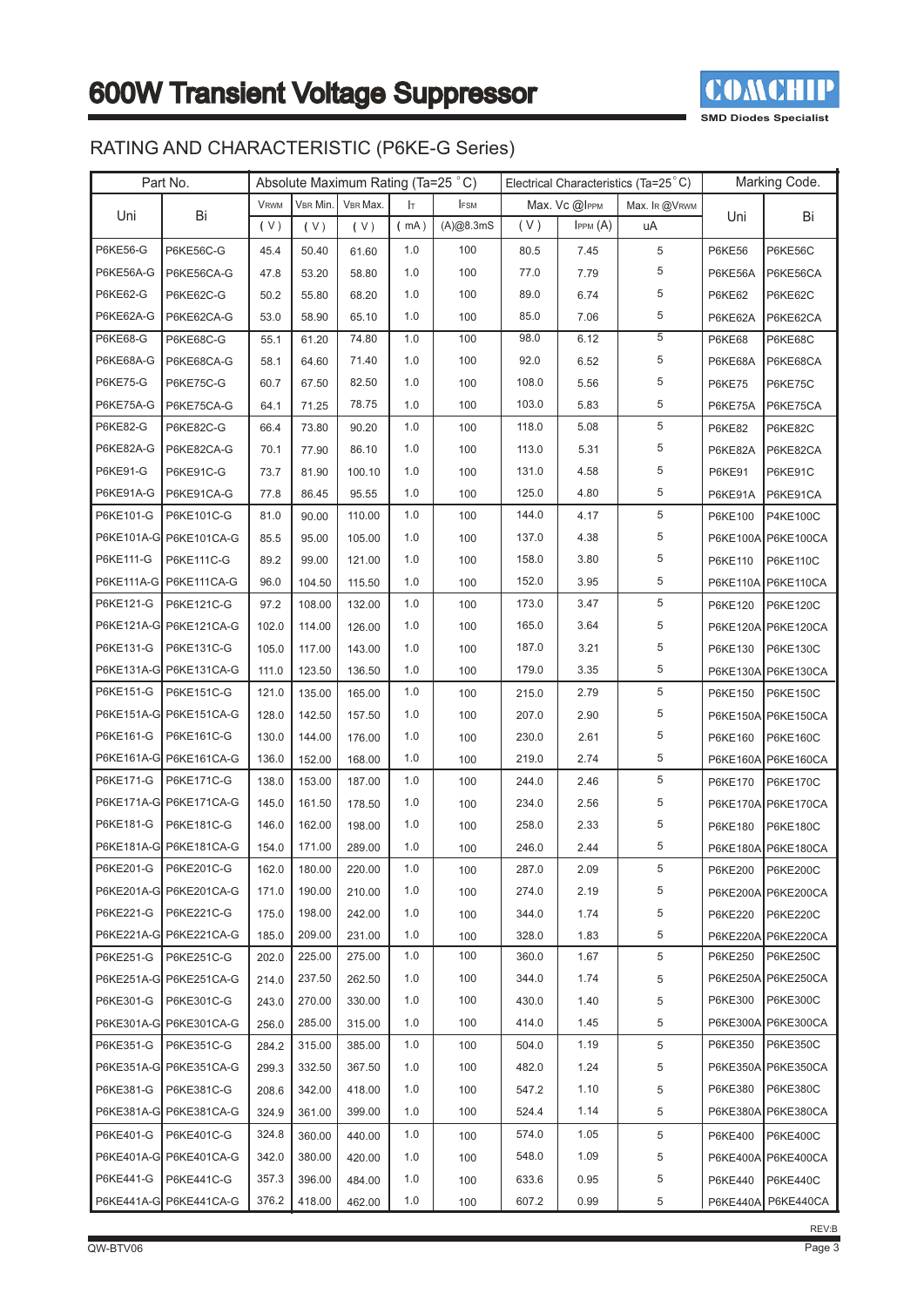# 600W Transient Voltage Suppressor

COMCHIP
SMD Diodes Specialist

## RATING AND CHARACTERISTIC (P6KE-G Series)

| Part No. | | Absolute Maximum Rating (Ta=25 °C) | | | | | Electrical Characteristics (Ta=25°C) | | | Marking Code. | |
|---|---|---|---|---|---|---|---|---|---|---|---|
| Uni | Bi | $V_{RWM}$ | $V_{BR}$ Min. | $V_{BR}$ Max. | $I_T$ | $I_{FSM}$ | Max. Vc @$I_{PPM}$ | | Max. $I_R$ @$V_{RWM}$ | Uni | Bi |
| | | ( V ) | ( V ) | ( V ) | ( mA ) | (A)@8.3mS | ( V ) | $I_{PPM}$ (A) | uA | | |
| P6KE56-G | P6KE56C-G | 45.4 | 50.40 | 61.60 | 1.0 | 100 | 80.5 | 7.45 | 5 | P6KE56 | P6KE56C |
| P6KE56A-G | P6KE56CA-G | 47.8 | 53.20 | 58.80 | 1.0 | 100 | 77.0 | 7.79 | 5 | P6KE56A | P6KE56CA |
| P6KE62-G | P6KE62C-G | 50.2 | 55.80 | 68.20 | 1.0 | 100 | 89.0 | 6.74 | 5 | P6KE62 | P6KE62C |
| P6KE62A-G | P6KE62CA-G | 53.0 | 58.90 | 65.10 | 1.0 | 100 | 85.0 | 7.06 | 5 | P6KE62A | P6KE62CA |
| P6KE68-G | P6KE68C-G | 55.1 | 61.20 | 74.80 | 1.0 | 100 | 98.0 | 6.12 | 5 | P6KE68 | P6KE68C |
| P6KE68A-G | P6KE68CA-G | 58.1 | 64.60 | 71.40 | 1.0 | 100 | 92.0 | 6.52 | 5 | P6KE68A | P6KE68CA |
| P6KE75-G | P6KE75C-G | 60.7 | 67.50 | 82.50 | 1.0 | 100 | 108.0 | 5.56 | 5 | P6KE75 | P6KE75C |
| P6KE75A-G | P6KE75CA-G | 64.1 | 71.25 | 78.75 | 1.0 | 100 | 103.0 | 5.83 | 5 | P6KE75A | P6KE75CA |
| P6KE82-G | P6KE82C-G | 66.4 | 73.80 | 90.20 | 1.0 | 100 | 118.0 | 5.08 | 5 | P6KE82 | P6KE82C |
| P6KE82A-G | P6KE82CA-G | 70.1 | 77.90 | 86.10 | 1.0 | 100 | 113.0 | 5.31 | 5 | P6KE82A | P6KE82CA |
| P6KE91-G | P6KE91C-G | 73.7 | 81.90 | 100.10 | 1.0 | 100 | 131.0 | 4.58 | 5 | P6KE91 | P6KE91C |
| P6KE91A-G | P6KE91CA-G | 77.8 | 86.45 | 95.55 | 1.0 | 100 | 125.0 | 4.80 | 5 | P6KE91A | P6KE91CA |
| P6KE101-G | P6KE101C-G | 81.0 | 90.00 | 110.00 | 1.0 | 100 | 144.0 | 4.17 | 5 | P6KE100 | P4KE100C |
| P6KE101A-G | P6KE101CA-G | 85.5 | 95.00 | 105.00 | 1.0 | 100 | 137.0 | 4.38 | 5 | P6KE100A | P6KE100CA |
| P6KE111-G | P6KE111C-G | 89.2 | 99.00 | 121.00 | 1.0 | 100 | 158.0 | 3.80 | 5 | P6KE110 | P6KE110C |
| P6KE111A-G | P6KE111CA-G | 96.0 | 104.50 | 115.50 | 1.0 | 100 | 152.0 | 3.95 | 5 | P6KE110A | P6KE110CA |
| P6KE121-G | P6KE121C-G | 97.2 | 108.00 | 132.00 | 1.0 | 100 | 173.0 | 3.47 | 5 | P6KE120 | P6KE120C |
| P6KE121A-G | P6KE121CA-G | 102.0 | 114.00 | 126.00 | 1.0 | 100 | 165.0 | 3.64 | 5 | P6KE120A | P6KE120CA |
| P6KE131-G | P6KE131C-G | 105.0 | 117.00 | 143.00 | 1.0 | 100 | 187.0 | 3.21 | 5 | P6KE130 | P6KE130C |
| P6KE131A-G | P6KE131CA-G | 111.0 | 123.50 | 136.50 | 1.0 | 100 | 179.0 | 3.35 | 5 | P6KE130A | P6KE130CA |
| P6KE151-G | P6KE151C-G | 121.0 | 135.00 | 165.00 | 1.0 | 100 | 215.0 | 2.79 | 5 | P6KE150 | P6KE150C |
| P6KE151A-G | P6KE151CA-G | 128.0 | 142.50 | 157.50 | 1.0 | 100 | 207.0 | 2.90 | 5 | P6KE150A | P6KE150CA |
| P6KE161-G | P6KE161C-G | 130.0 | 144.00 | 176.00 | 1.0 | 100 | 230.0 | 2.61 | 5 | P6KE160 | P6KE160C |
| P6KE161A-G | P6KE161CA-G | 136.0 | 152.00 | 168.00 | 1.0 | 100 | 219.0 | 2.74 | 5 | P6KE160A | P6KE160CA |
| P6KE171-G | P6KE171C-G | 138.0 | 153.00 | 187.00 | 1.0 | 100 | 244.0 | 2.46 | 5 | P6KE170 | P6KE170C |
| P6KE171A-G | P6KE171CA-G | 145.0 | 161.50 | 178.50 | 1.0 | 100 | 234.0 | 2.56 | 5 | P6KE170A | P6KE170CA |
| P6KE181-G | P6KE181C-G | 146.0 | 162.00 | 198.00 | 1.0 | 100 | 258.0 | 2.33 | 5 | P6KE180 | P6KE180C |
| P6KE181A-G | P6KE181CA-G | 154.0 | 171.00 | 289.00 | 1.0 | 100 | 246.0 | 2.44 | 5 | P6KE180A | P6KE180CA |
| P6KE201-G | P6KE201C-G | 162.0 | 180.00 | 220.00 | 1.0 | 100 | 287.0 | 2.09 | 5 | P6KE200 | P6KE200C |
| P6KE201A-G | P6KE201CA-G | 171.0 | 190.00 | 210.00 | 1.0 | 100 | 274.0 | 2.19 | 5 | P6KE200A | P6KE200CA |
| P6KE221-G | P6KE221C-G | 175.0 | 198.00 | 242.00 | 1.0 | 100 | 344.0 | 1.74 | 5 | P6KE220 | P6KE220C |
| P6KE221A-G | P6KE221CA-G | 185.0 | 209.00 | 231.00 | 1.0 | 100 | 328.0 | 1.83 | 5 | P6KE220A | P6KE220CA |
| P6KE251-G | P6KE251C-G | 202.0 | 225.00 | 275.00 | 1.0 | 100 | 360.0 | 1.67 | 5 | P6KE250 | P6KE250C |
| P6KE251A-G | P6KE251CA-G | 214.0 | 237.50 | 262.50 | 1.0 | 100 | 344.0 | 1.74 | 5 | P6KE250A | P6KE250CA |
| P6KE301-G | P6KE301C-G | 243.0 | 270.00 | 330.00 | 1.0 | 100 | 430.0 | 1.40 | 5 | P6KE300 | P6KE300C |
| P6KE301A-G | P6KE301CA-G | 256.0 | 285.00 | 315.00 | 1.0 | 100 | 414.0 | 1.45 | 5 | P6KE300A | P6KE300CA |
| P6KE351-G | P6KE351C-G | 284.2 | 315.00 | 385.00 | 1.0 | 100 | 504.0 | 1.19 | 5 | P6KE350 | P6KE350C |
| P6KE351A-G | P6KE351CA-G | 299.3 | 332.50 | 367.50 | 1.0 | 100 | 482.0 | 1.24 | 5 | P6KE350A | P6KE350CA |
| P6KE381-G | P6KE381C-G | 208.6 | 342.00 | 418.00 | 1.0 | 100 | 547.2 | 1.10 | 5 | P6KE380 | P6KE380C |
| P6KE381A-G | P6KE381CA-G | 324.9 | 361.00 | 399.00 | 1.0 | 100 | 524.4 | 1.14 | 5 | P6KE380A | P6KE380CA |
| P6KE401-G | P6KE401C-G | 324.8 | 360.00 | 440.00 | 1.0 | 100 | 574.0 | 1.05 | 5 | P6KE400 | P6KE400C |
| P6KE401A-G | P6KE401CA-G | 342.0 | 380.00 | 420.00 | 1.0 | 100 | 548.0 | 1.09 | 5 | P6KE400A | P6KE400CA |
| P6KE441-G | P6KE441C-G | 357.3 | 396.00 | 484.00 | 1.0 | 100 | 633.6 | 0.95 | 5 | P6KE440 | P6KE440C |
| P6KE441A-G | P6KE441CA-G | 376.2 | 418.00 | 462.00 | 1.0 | 100 | 607.2 | 0.99 | 5 | P6KE440A | P6KE440CA |

REV:B

QW-BTV06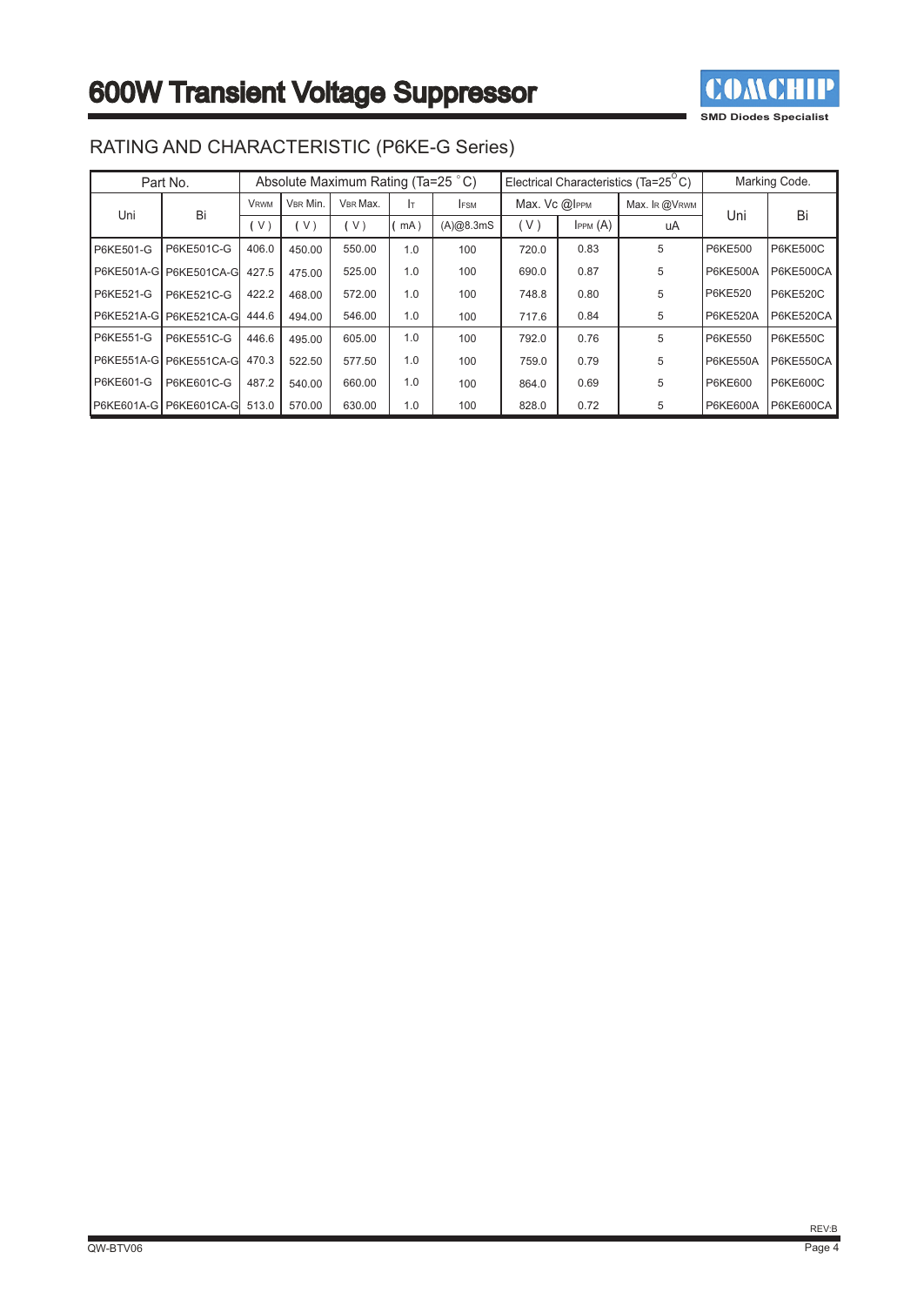# 600W Transient Voltage Suppressor

## RATING AND CHARACTERISTIC (P6KE-G Series)

| Part No. | | Absolute Maximum Rating (Ta=25 °C) | | | | | Electrical Characteristics (Ta=25 °C) | | | Marking Code. | |
|---|---|---|---|---|---|---|---|---|---|---|---|
| Uni | Bi | $V_{RWM}$ | $V_{BR}$ Min. | $V_{BR}$ Max. | $I_T$ | $I_{FSM}$ | Max. Vc @$I_{PPM}$ | | Max. $I_R$ @$V_{RWM}$ | Uni | Bi |
| | | ( V ) | ( V ) | ( V ) | ( mA ) | (A)@8.3mS | ( V ) | $I_{PPM}$ (A) | uA | | |
| P6KE501-G | P6KE501C-G | 406.0 | 450.00 | 550.00 | 1.0 | 100 | 720.0 | 0.83 | 5 | P6KE500 | P6KE500C |
| P6KE501A-G | P6KE501CA-G | 427.5 | 475.00 | 525.00 | 1.0 | 100 | 690.0 | 0.87 | 5 | P6KE500A | P6KE500CA |
| P6KE521-G | P6KE521C-G | 422.2 | 468.00 | 572.00 | 1.0 | 100 | 748.8 | 0.80 | 5 | P6KE520 | P6KE520C |
| P6KE521A-G | P6KE521CA-G | 444.6 | 494.00 | 546.00 | 1.0 | 100 | 717.6 | 0.84 | 5 | P6KE520A | P6KE520CA |
| P6KE551-G | P6KE551C-G | 446.6 | 495.00 | 605.00 | 1.0 | 100 | 792.0 | 0.76 | 5 | P6KE550 | P6KE550C |
| P6KE551A-G | P6KE551CA-G | 470.3 | 522.50 | 577.50 | 1.0 | 100 | 759.0 | 0.79 | 5 | P6KE550A | P6KE550CA |
| P6KE601-G | P6KE601C-G | 487.2 | 540.00 | 660.00 | 1.0 | 100 | 864.0 | 0.69 | 5 | P6KE600 | P6KE600C |
| P6KE601A-G | P6KE601CA-G | 513.0 | 570.00 | 630.00 | 1.0 | 100 | 828.0 | 0.72 | 5 | P6KE600A | P6KE600CA |

QW-BTV06

REV:B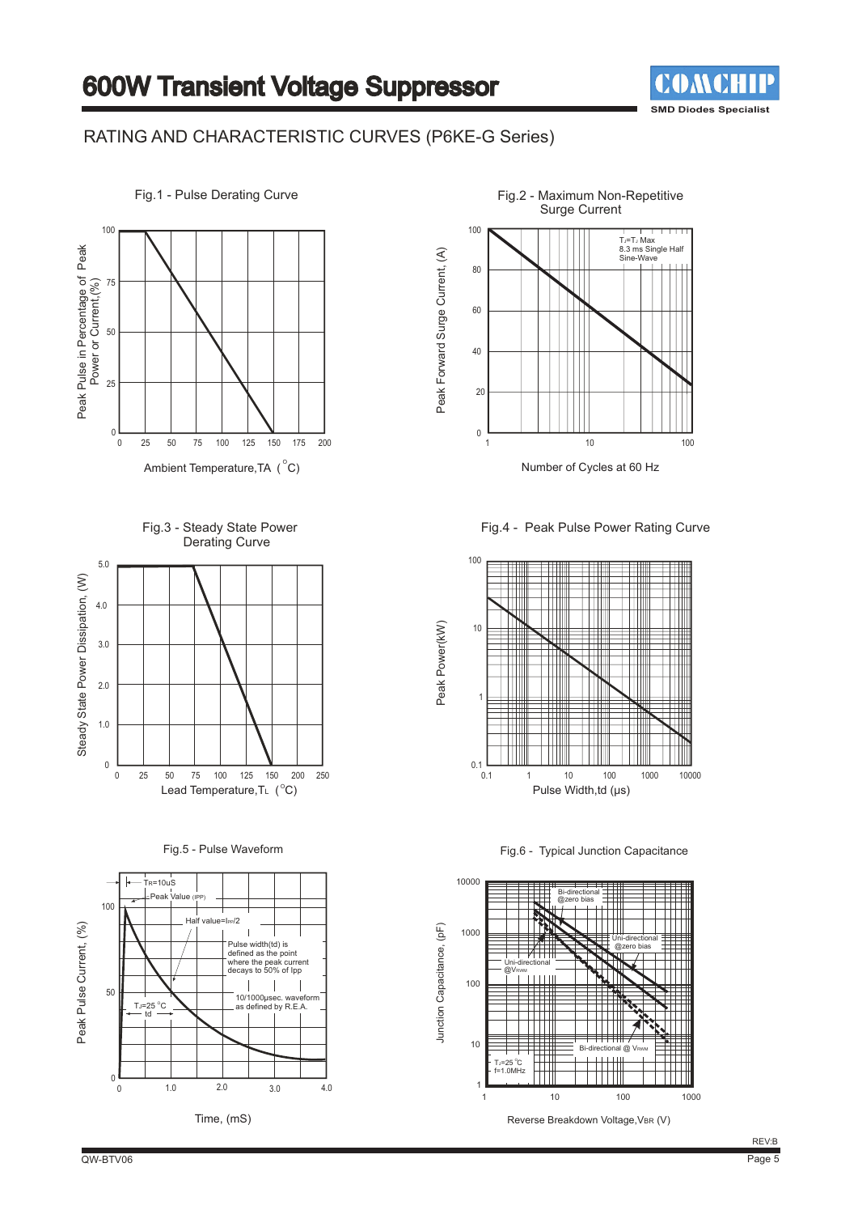# 600W Transient Voltage Suppressor

## RATING AND CHARACTERISTIC CURVES (P6KE-G Series)

Fig.1 - Pulse Derating Curve

Peak Pulse in Percentage of Peak Power or Current,(%)

100, 75, 50, 25, 0

0, 25, 50, 75, 100, 125, 150, 175, 200

Ambient Temperature, $T_A$ ($^\circ$C)

Fig.2 - Maximum Non-Repetitive Surge Current

$T_J = T_J$ Max
8.3 ms Single Half Sine-Wave

Peak Forward Surge Current, (A)

100, 80, 60, 40, 20, 0

1, 10, 100

Number of Cycles at 60 Hz

Fig.3 - Steady State Power Derating Curve

Steady State Power Dissipation, (W)

5.0, 4.0, 3.0, 2.0, 1.0, 0

0, 25, 50, 75, 100, 125, 150, 200, 250

Lead Temperature, $T_L$ ($^\circ$C)

Fig.4 - Peak Pulse Power Rating Curve

Peak Power(kW)

100, 10, 1, 0.1

0.1, 1, 10, 100, 1000, 10000

Pulse Width, td (μs)

Fig.5 - Pulse Waveform

$T_R$=10uS

Peak Value ($I_{PP}$)

Half value=$I_{PP}$/2

Pulse width(td) is defined as the point where the peak current decays to 50% of Ipp

10/1000μsec. waveform as defined by R.E.A.

$T_J$=25 $^\circ$C

td

Peak Pulse Current, (%)

100, 50, 0

0, 1.0, 2.0, 3.0, 4.0

Time, (mS)

Fig.6 - Typical Junction Capacitance

Bi-directional @zero bias

Uni-directional @zero bias

Uni-directional @$V_{RWM}$

Bi-directional @ $V_{RWM}$

$T_J$=25 $^\circ$C
f=1.0MHz

Junction Capacitance, (pF)

10000, 1000, 100, 10, 1

1, 10, 100, 1000

Reverse Breakdown Voltage, $V_{BR}$ (V)

REV:B

QW-BTV06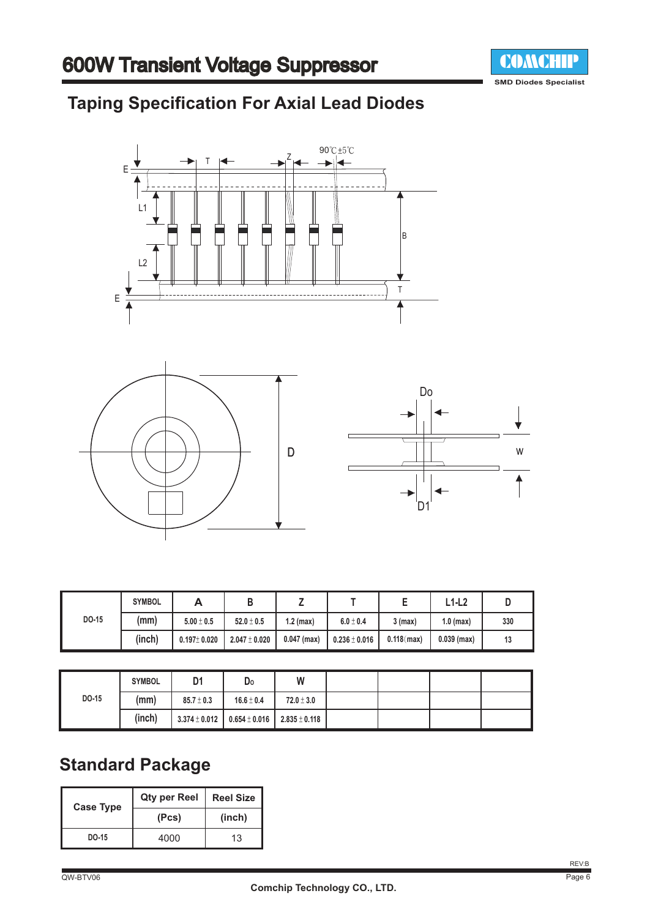# 600W Transient Voltage Suppressor

## Taping Specification For Axial Lead Diodes

E
T
Z
90℃±5℃
L1
B
L2
T
E

D

Do
W
D1

| | SYMBOL | A | B | Z | T | E | L1-L2 | D |
|---|---|---|---|---|---|---|---|---|
| DO-15 | (mm) | 5.00 ± 0.5 | 52.0 ± 0.5 | 1.2 (max) | 6.0 ± 0.4 | 3 (max) | 1.0 (max) | 330 |
| | (inch) | 0.197± 0.020 | 2.047 ± 0.020 | 0.047 (max) | 0.236 ± 0.016 | 0.118(max) | 0.039 (max) | 13 |

| | SYMBOL | D1 | Do | W | | | | |
|---|---|---|---|---|---|---|---|---|
| DO-15 | (mm) | 85.7 ± 0.3 | 16.6 ± 0.4 | 72.0 ± 3.0 | | | | |
| | (inch) | 3.374 ± 0.012 | 0.654 ± 0.016 | 2.835 ± 0.118 | | | | |

## Standard Package

| Case Type | Qty per Reel | Reel Size |
|---|---|---|
| | (Pcs) | (inch) |
| DO-15 | 4000 | 13 |